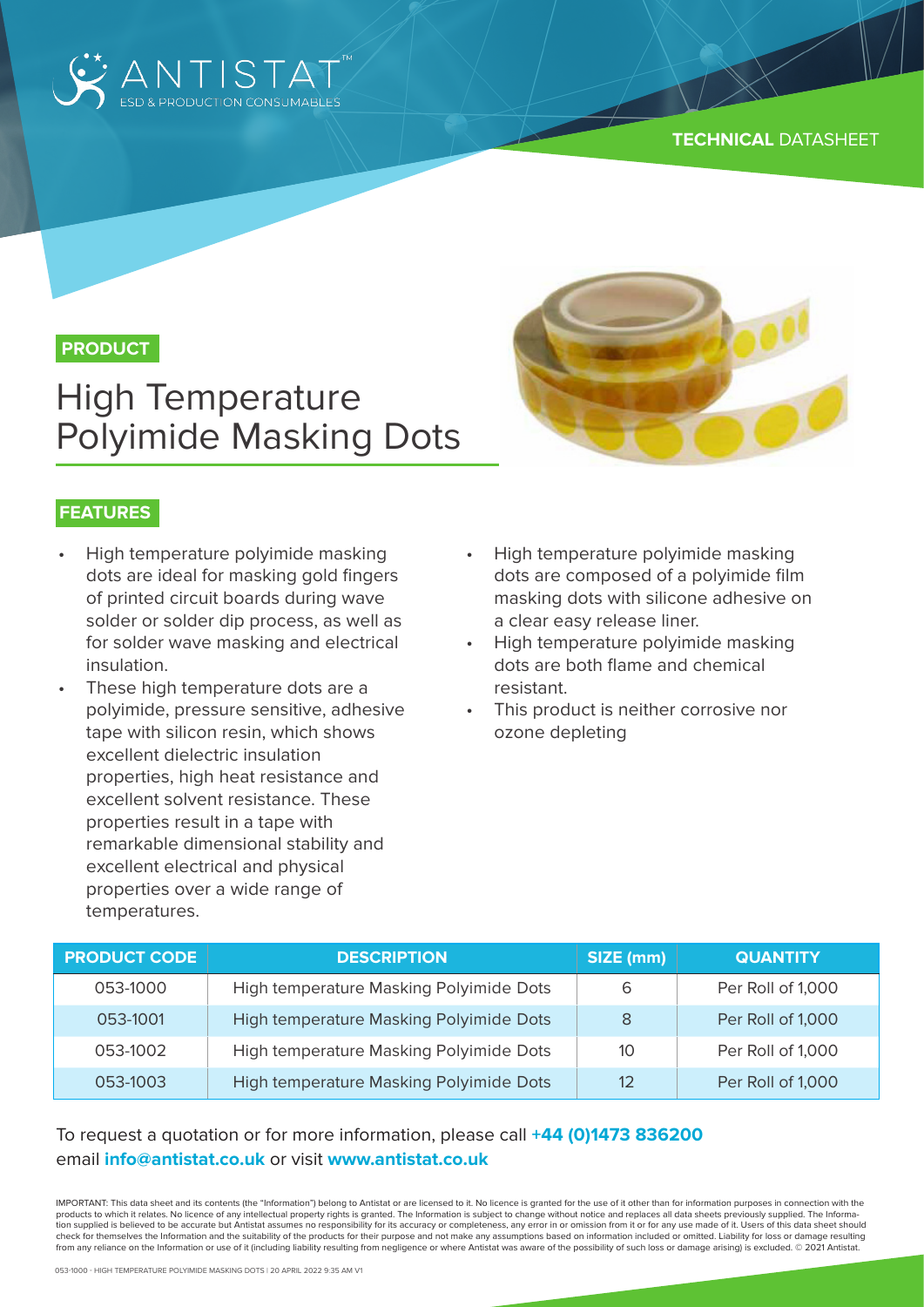ANTISTAT™
ESD & PRODUCTION CONSUMABLES

**TECHNICAL** DATASHEET

**PRODUCT**

# High Temperature Polyimide Masking Dots

## FEATURES

- High temperature polyimide masking dots are ideal for masking gold fingers of printed circuit boards during wave solder or solder dip process, as well as for solder wave masking and electrical insulation.
- These high temperature dots are a polyimide, pressure sensitive, adhesive tape with silicon resin, which shows excellent dielectric insulation properties, high heat resistance and excellent solvent resistance. These properties result in a tape with remarkable dimensional stability and excellent electrical and physical properties over a wide range of temperatures.
- High temperature polyimide masking dots are composed of a polyimide film masking dots with silicone adhesive on a clear easy release liner.
- High temperature polyimide masking dots are both flame and chemical resistant.
- This product is neither corrosive nor ozone depleting

| PRODUCT CODE | DESCRIPTION | SIZE (mm) | QUANTITY |
|---|---|---|---|
| 053-1000 | High temperature Masking Polyimide Dots | 6 | Per Roll of 1,000 |
| 053-1001 | High temperature Masking Polyimide Dots | 8 | Per Roll of 1,000 |
| 053-1002 | High temperature Masking Polyimide Dots | 10 | Per Roll of 1,000 |
| 053-1003 | High temperature Masking Polyimide Dots | 12 | Per Roll of 1,000 |

To request a quotation or for more information, please call **+44 (0)1473 836200** email **info@antistat.co.uk** or visit **www.antistat.co.uk**

IMPORTANT: This data sheet and its contents (the "Information") belong to Antistat or are licensed to it. No licence is granted for the use of it other than for information purposes in connection with the products to which it relates. No licence of any intellectual property rights is granted. The Information is subject to change without notice and replaces all data sheets previously supplied. The Information supplied is believed to be accurate but Antistat assumes no responsibility for its accuracy or completeness, any error in or omission from it or for any use made of it. Users of this data sheet should check for themselves the Information and the suitability of the products for their purpose and not make any assumptions based on information included or omitted. Liability for loss or damage resulting from any reliance on the Information or use of it (including liability resulting from negligence or where Antistat was aware of the possibility of such loss or damage arising) is excluded. © 2021 Antistat.

053-1000 - HIGH TEMPERATURE POLYIMIDE MASKING DOTS | 20 APRIL 2022 9:35 AM V1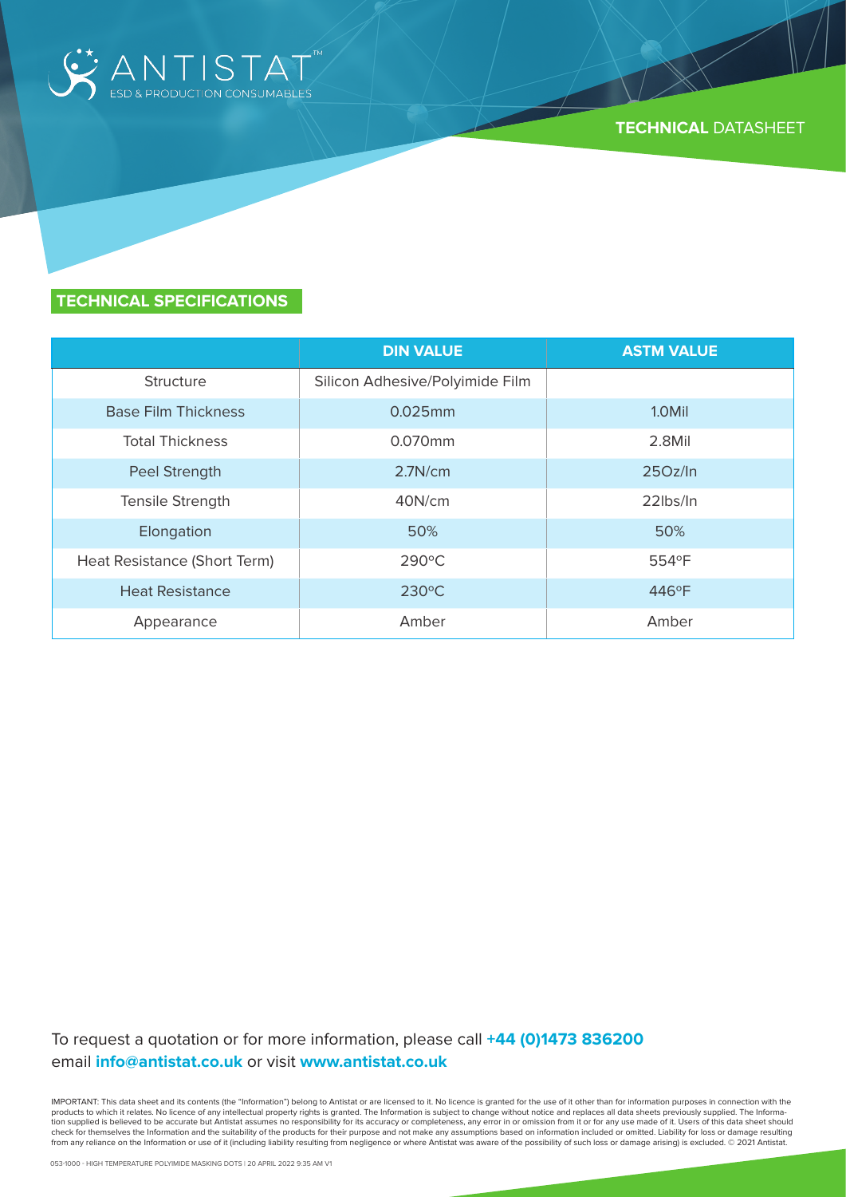## TECHNICAL SPECIFICATIONS

| | DIN VALUE | ASTM VALUE |
|---|---|---|
| Structure | Silicon Adhesive/Polyimide Film | |
| Base Film Thickness | 0.025mm | 1.0Mil |
| Total Thickness | 0.070mm | 2.8Mil |
| Peel Strength | 2.7N/cm | 25Oz/In |
| Tensile Strength | 40N/cm | 22lbs/In |
| Elongation | 50% | 50% |
| Heat Resistance (Short Term) | 290°C | 554°F |
| Heat Resistance | 230°C | 446°F |
| Appearance | Amber | Amber |

To request a quotation or for more information, please call **+44 (0)1473 836200**
email **info@antistat.co.uk** or visit **www.antistat.co.uk**

IMPORTANT: This data sheet and its contents (the "Information") belong to Antistat or are licensed to it. No licence is granted for the use of it other than for information purposes in connection with the products to which it relates. No licence of any intellectual property rights is granted. The Information is subject to change without notice and replaces all data sheets previously supplied. The Information supplied is believed to be accurate but Antistat assumes no responsibility for its accuracy or completeness, any error in or omission from it or for any use made of it. Users of this data sheet should check for themselves the Information and the suitability of the products for their purpose and not make any assumptions based on information included or omitted. Liability for loss or damage resulting from any reliance on the Information or use of it (including liability resulting from negligence or where Antistat was aware of the possibility of such loss or damage arising) is excluded. © 2021 Antistat.

053-1000 - HIGH TEMPERATURE POLYIMIDE MASKING DOTS | 20 APRIL 2022 9:35 AM V1